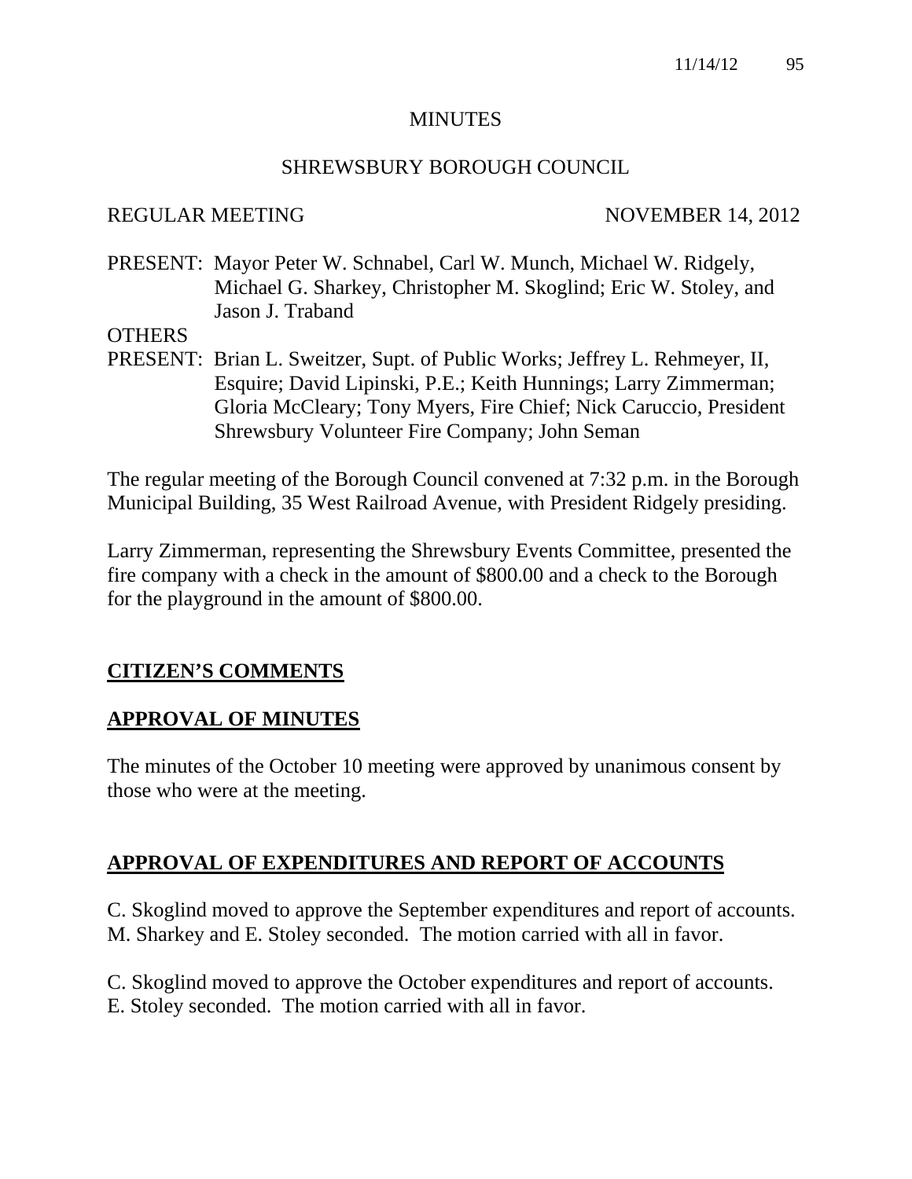# MINUTES

## SHREWSBURY BOROUGH COUNCIL

REGULAR MEETING NOVEMBER 14, 2012

PRESENT: Mayor Peter W. Schnabel, Carl W. Munch, Michael W. Ridgely, Michael G. Sharkey, Christopher M. Skoglind; Eric W. Stoley, and Jason J. Traband

OTHERS PRESENT: Brian L. Sweitzer, Supt. of Public Works; Jeffrey L. Rehmeyer, II, Esquire; David Lipinski, P.E.; Keith Hunnings; Larry Zimmerman; Gloria McCleary; Tony Myers, Fire Chief; Nick Caruccio, President Shrewsbury Volunteer Fire Company; John Seman

The regular meeting of the Borough Council convened at 7:32 p.m. in the Borough Municipal Building, 35 West Railroad Avenue, with President Ridgely presiding.

Larry Zimmerman, representing the Shrewsbury Events Committee, presented the fire company with a check in the amount of $800.00 and a check to the Borough for the playground in the amount of $800.00.

**CITIZEN'S COMMENTS**

**APPROVAL OF MINUTES**

The minutes of the October 10 meeting were approved by unanimous consent by those who were at the meeting.

**APPROVAL OF EXPENDITURES AND REPORT OF ACCOUNTS**

C. Skoglind moved to approve the September expenditures and report of accounts. M. Sharkey and E. Stoley seconded. The motion carried with all in favor.

C. Skoglind moved to approve the October expenditures and report of accounts. E. Stoley seconded. The motion carried with all in favor.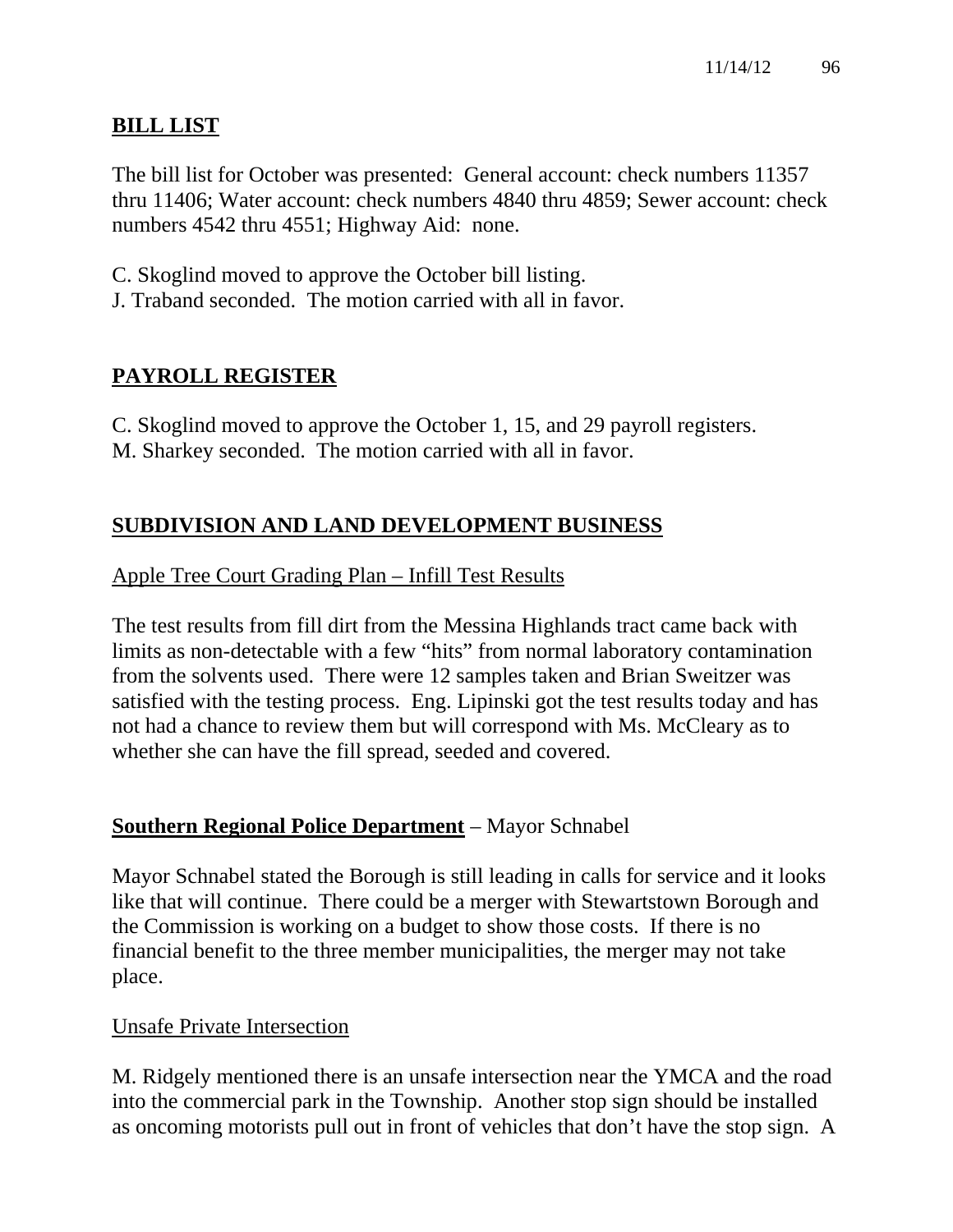## **BILL LIST**

The bill list for October was presented: General account: check numbers 11357 thru 11406; Water account: check numbers 4840 thru 4859; Sewer account: check numbers 4542 thru 4551; Highway Aid: none.

C. Skoglind moved to approve the October bill listing.
J. Traband seconded. The motion carried with all in favor.

## **PAYROLL REGISTER**

C. Skoglind moved to approve the October 1, 15, and 29 payroll registers.
M. Sharkey seconded. The motion carried with all in favor.

## **SUBDIVISION AND LAND DEVELOPMENT BUSINESS**

Apple Tree Court Grading Plan – Infill Test Results

The test results from fill dirt from the Messina Highlands tract came back with limits as non-detectable with a few "hits" from normal laboratory contamination from the solvents used. There were 12 samples taken and Brian Sweitzer was satisfied with the testing process. Eng. Lipinski got the test results today and has not had a chance to review them but will correspond with Ms. McCleary as to whether she can have the fill spread, seeded and covered.

**Southern Regional Police Department** – Mayor Schnabel

Mayor Schnabel stated the Borough is still leading in calls for service and it looks like that will continue. There could be a merger with Stewartstown Borough and the Commission is working on a budget to show those costs. If there is no financial benefit to the three member municipalities, the merger may not take place.

Unsafe Private Intersection

M. Ridgely mentioned there is an unsafe intersection near the YMCA and the road into the commercial park in the Township. Another stop sign should be installed as oncoming motorists pull out in front of vehicles that don't have the stop sign. A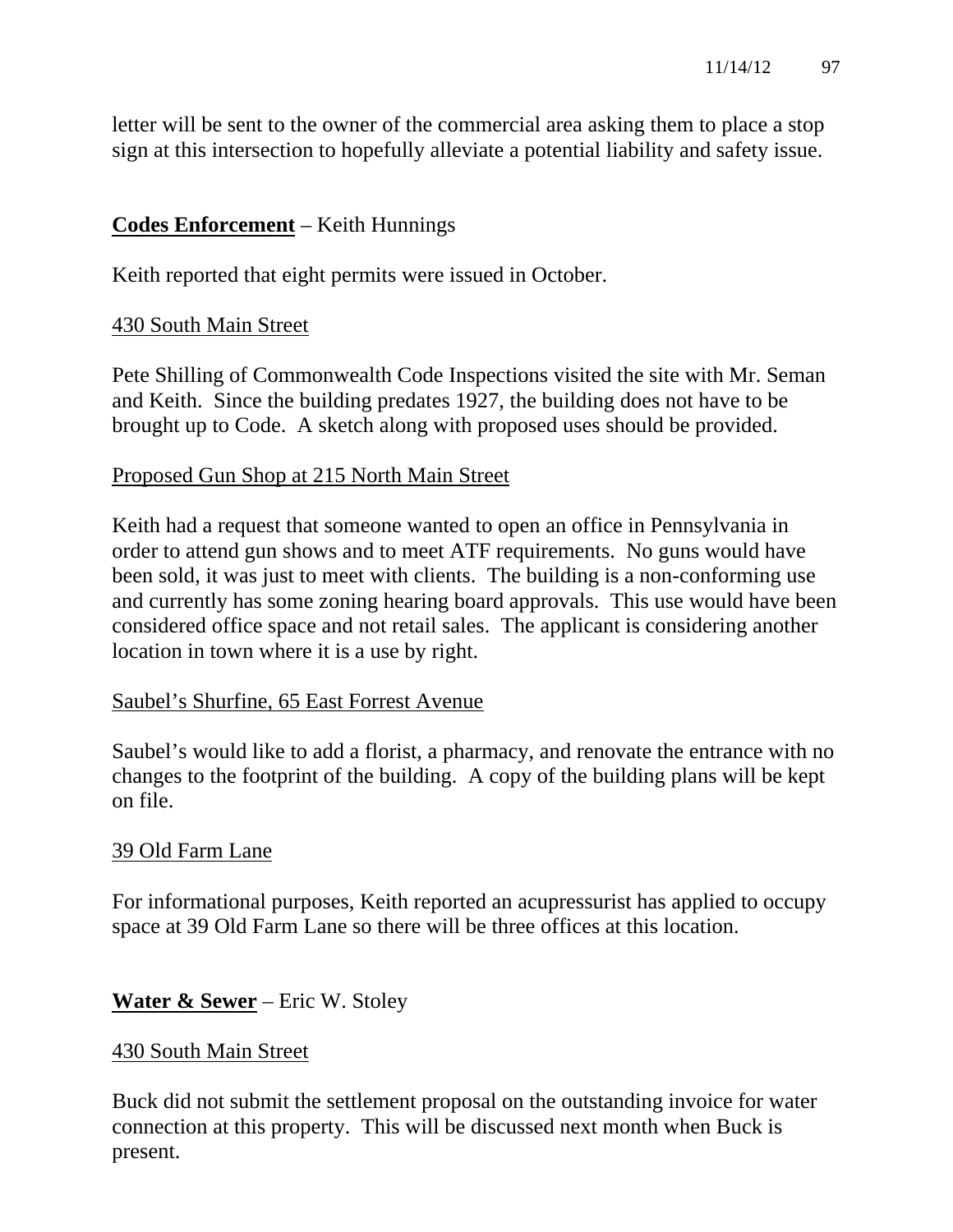letter will be sent to the owner of the commercial area asking them to place a stop sign at this intersection to hopefully alleviate a potential liability and safety issue.

**Codes Enforcement** – Keith Hunnings

Keith reported that eight permits were issued in October.

430 South Main Street

Pete Shilling of Commonwealth Code Inspections visited the site with Mr. Seman and Keith. Since the building predates 1927, the building does not have to be brought up to Code. A sketch along with proposed uses should be provided.

Proposed Gun Shop at 215 North Main Street

Keith had a request that someone wanted to open an office in Pennsylvania in order to attend gun shows and to meet ATF requirements. No guns would have been sold, it was just to meet with clients. The building is a non-conforming use and currently has some zoning hearing board approvals. This use would have been considered office space and not retail sales. The applicant is considering another location in town where it is a use by right.

Saubel's Shurfine, 65 East Forrest Avenue

Saubel's would like to add a florist, a pharmacy, and renovate the entrance with no changes to the footprint of the building. A copy of the building plans will be kept on file.

39 Old Farm Lane

For informational purposes, Keith reported an acupressurist has applied to occupy space at 39 Old Farm Lane so there will be three offices at this location.

**Water & Sewer** – Eric W. Stoley

430 South Main Street

Buck did not submit the settlement proposal on the outstanding invoice for water connection at this property. This will be discussed next month when Buck is present.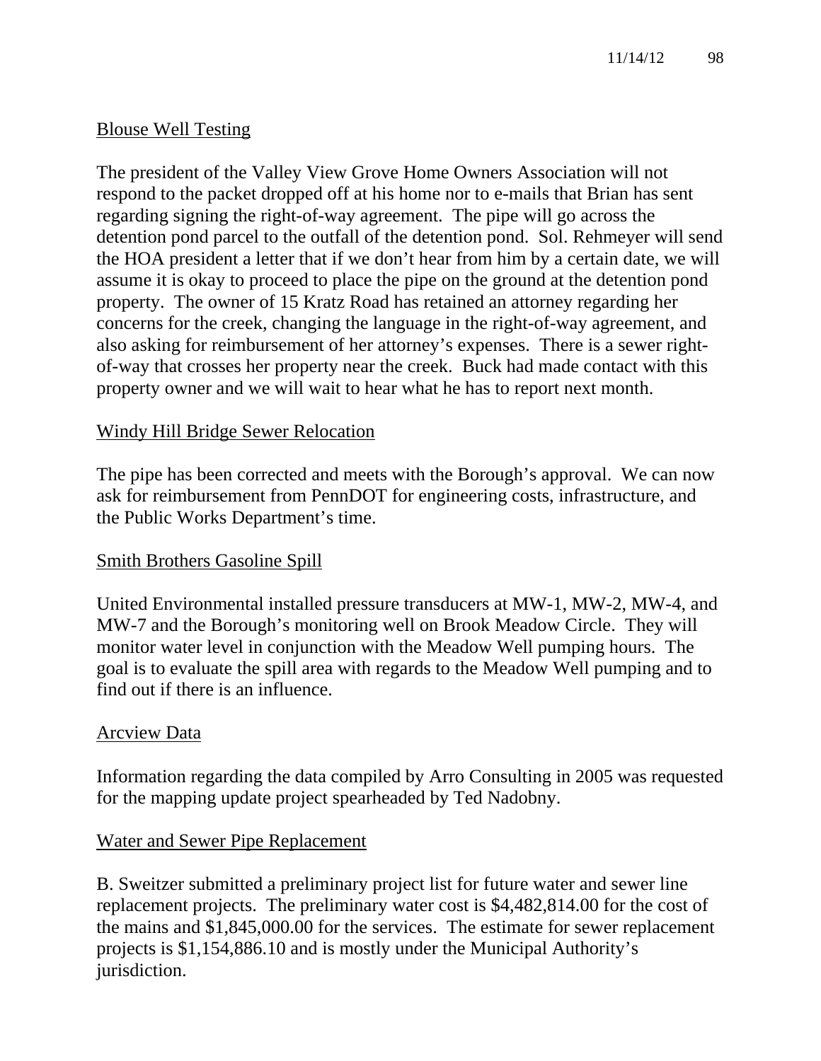Blouse Well Testing

The president of the Valley View Grove Home Owners Association will not respond to the packet dropped off at his home nor to e-mails that Brian has sent regarding signing the right-of-way agreement. The pipe will go across the detention pond parcel to the outfall of the detention pond. Sol. Rehmeyer will send the HOA president a letter that if we don't hear from him by a certain date, we will assume it is okay to proceed to place the pipe on the ground at the detention pond property. The owner of 15 Kratz Road has retained an attorney regarding her concerns for the creek, changing the language in the right-of-way agreement, and also asking for reimbursement of her attorney's expenses. There is a sewer right-of-way that crosses her property near the creek. Buck had made contact with this property owner and we will wait to hear what he has to report next month.

Windy Hill Bridge Sewer Relocation

The pipe has been corrected and meets with the Borough's approval. We can now ask for reimbursement from PennDOT for engineering costs, infrastructure, and the Public Works Department's time.

Smith Brothers Gasoline Spill

United Environmental installed pressure transducers at MW-1, MW-2, MW-4, and MW-7 and the Borough's monitoring well on Brook Meadow Circle. They will monitor water level in conjunction with the Meadow Well pumping hours. The goal is to evaluate the spill area with regards to the Meadow Well pumping and to find out if there is an influence.

Arcview Data

Information regarding the data compiled by Arro Consulting in 2005 was requested for the mapping update project spearheaded by Ted Nadobny.

Water and Sewer Pipe Replacement

B. Sweitzer submitted a preliminary project list for future water and sewer line replacement projects. The preliminary water cost is $4,482,814.00 for the cost of the mains and $1,845,000.00 for the services. The estimate for sewer replacement projects is $1,154,886.10 and is mostly under the Municipal Authority's jurisdiction.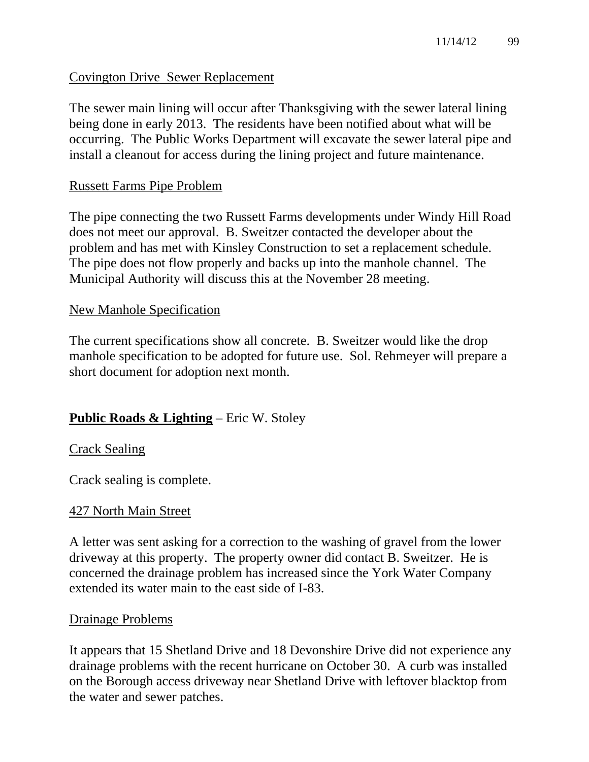Covington Drive  Sewer Replacement

The sewer main lining will occur after Thanksgiving with the sewer lateral lining being done in early 2013.  The residents have been notified about what will be occurring.  The Public Works Department will excavate the sewer lateral pipe and install a cleanout for access during the lining project and future maintenance.

Russett Farms Pipe Problem

The pipe connecting the two Russett Farms developments under Windy Hill Road does not meet our approval.  B. Sweitzer contacted the developer about the problem and has met with Kinsley Construction to set a replacement schedule.  The pipe does not flow properly and backs up into the manhole channel.  The Municipal Authority will discuss this at the November 28 meeting.

New Manhole Specification

The current specifications show all concrete.  B. Sweitzer would like the drop manhole specification to be adopted for future use.  Sol. Rehmeyer will prepare a short document for adoption next month.

**Public Roads & Lighting** – Eric W. Stoley

Crack Sealing

Crack sealing is complete.

427 North Main Street

A letter was sent asking for a correction to the washing of gravel from the lower driveway at this property.  The property owner did contact B. Sweitzer.  He is concerned the drainage problem has increased since the York Water Company extended its water main to the east side of I-83.

Drainage Problems

It appears that 15 Shetland Drive and 18 Devonshire Drive did not experience any drainage problems with the recent hurricane on October 30.  A curb was installed on the Borough access driveway near Shetland Drive with leftover blacktop from the water and sewer patches.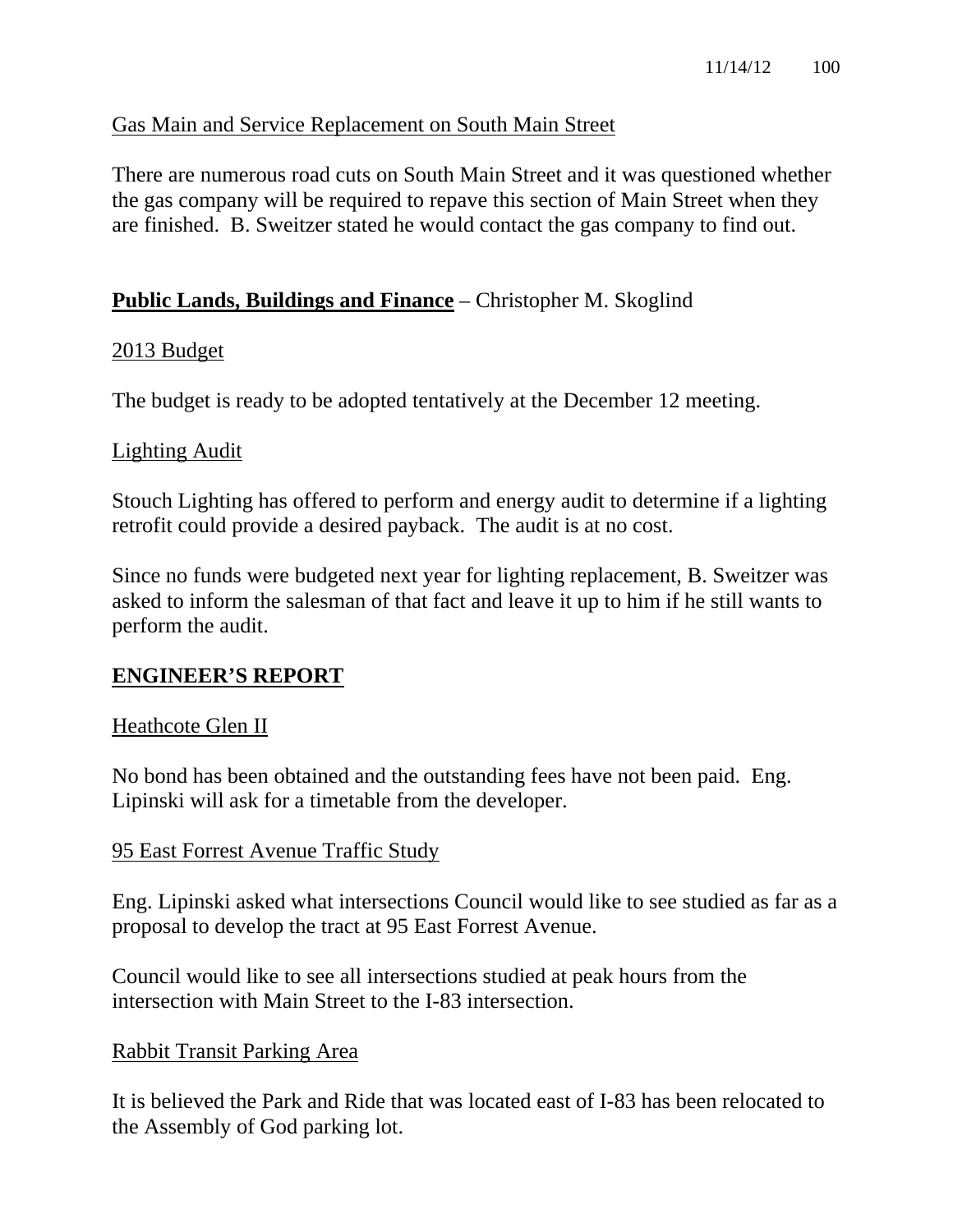Gas Main and Service Replacement on South Main Street

There are numerous road cuts on South Main Street and it was questioned whether the gas company will be required to repave this section of Main Street when they are finished. B. Sweitzer stated he would contact the gas company to find out.

## **Public Lands, Buildings and Finance** – Christopher M. Skoglind

2013 Budget

The budget is ready to be adopted tentatively at the December 12 meeting.

Lighting Audit

Stouch Lighting has offered to perform and energy audit to determine if a lighting retrofit could provide a desired payback. The audit is at no cost.

Since no funds were budgeted next year for lighting replacement, B. Sweitzer was asked to inform the salesman of that fact and leave it up to him if he still wants to perform the audit.

## **ENGINEER'S REPORT**

Heathcote Glen II

No bond has been obtained and the outstanding fees have not been paid. Eng. Lipinski will ask for a timetable from the developer.

95 East Forrest Avenue Traffic Study

Eng. Lipinski asked what intersections Council would like to see studied as far as a proposal to develop the tract at 95 East Forrest Avenue.

Council would like to see all intersections studied at peak hours from the intersection with Main Street to the I-83 intersection.

Rabbit Transit Parking Area

It is believed the Park and Ride that was located east of I-83 has been relocated to the Assembly of God parking lot.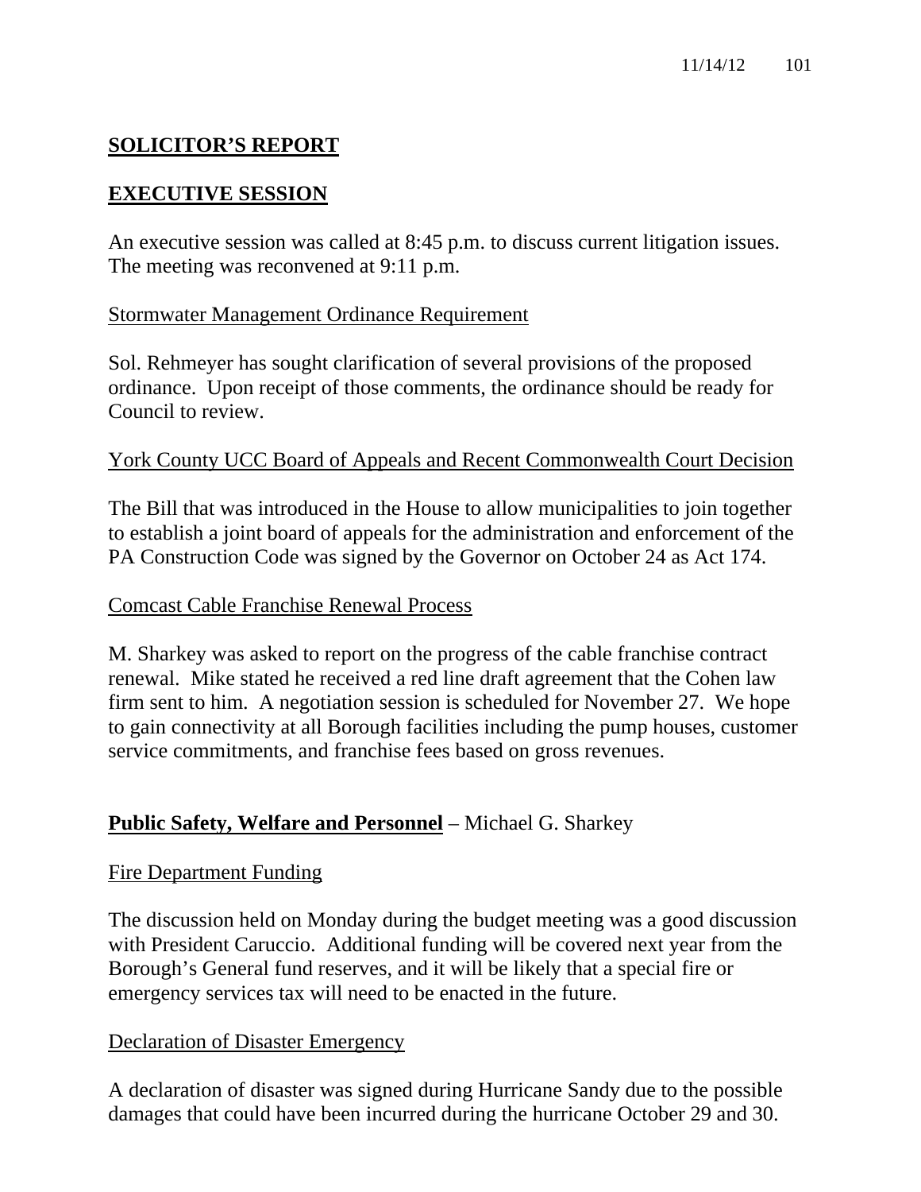## SOLICITOR'S REPORT

## EXECUTIVE SESSION

An executive session was called at 8:45 p.m. to discuss current litigation issues. The meeting was reconvened at 9:11 p.m.

Stormwater Management Ordinance Requirement

Sol. Rehmeyer has sought clarification of several provisions of the proposed ordinance. Upon receipt of those comments, the ordinance should be ready for Council to review.

York County UCC Board of Appeals and Recent Commonwealth Court Decision

The Bill that was introduced in the House to allow municipalities to join together to establish a joint board of appeals for the administration and enforcement of the PA Construction Code was signed by the Governor on October 24 as Act 174.

Comcast Cable Franchise Renewal Process

M. Sharkey was asked to report on the progress of the cable franchise contract renewal. Mike stated he received a red line draft agreement that the Cohen law firm sent to him. A negotiation session is scheduled for November 27. We hope to gain connectivity at all Borough facilities including the pump houses, customer service commitments, and franchise fees based on gross revenues.

**Public Safety, Welfare and Personnel** – Michael G. Sharkey

Fire Department Funding

The discussion held on Monday during the budget meeting was a good discussion with President Caruccio. Additional funding will be covered next year from the Borough's General fund reserves, and it will be likely that a special fire or emergency services tax will need to be enacted in the future.

Declaration of Disaster Emergency

A declaration of disaster was signed during Hurricane Sandy due to the possible damages that could have been incurred during the hurricane October 29 and 30.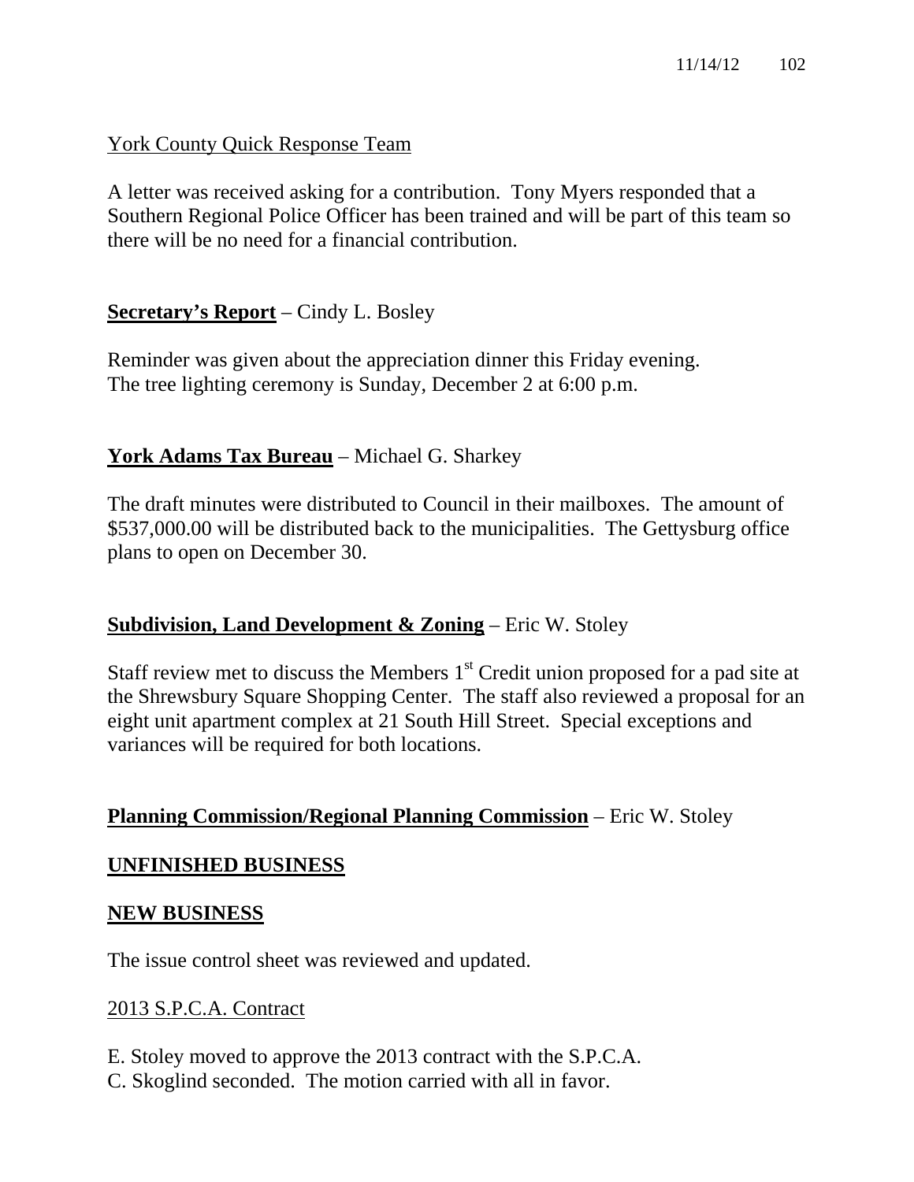York County Quick Response Team

A letter was received asking for a contribution. Tony Myers responded that a Southern Regional Police Officer has been trained and will be part of this team so there will be no need for a financial contribution.

**Secretary's Report** – Cindy L. Bosley

Reminder was given about the appreciation dinner this Friday evening.
The tree lighting ceremony is Sunday, December 2 at 6:00 p.m.

**York Adams Tax Bureau** – Michael G. Sharkey

The draft minutes were distributed to Council in their mailboxes. The amount of $537,000.00 will be distributed back to the municipalities. The Gettysburg office plans to open on December 30.

**Subdivision, Land Development & Zoning** – Eric W. Stoley

Staff review met to discuss the Members 1st Credit union proposed for a pad site at the Shrewsbury Square Shopping Center. The staff also reviewed a proposal for an eight unit apartment complex at 21 South Hill Street. Special exceptions and variances will be required for both locations.

**Planning Commission/Regional Planning Commission** – Eric W. Stoley

**UNFINISHED BUSINESS**

**NEW BUSINESS**

The issue control sheet was reviewed and updated.

2013 S.P.C.A. Contract

E. Stoley moved to approve the 2013 contract with the S.P.C.A.
C. Skoglind seconded. The motion carried with all in favor.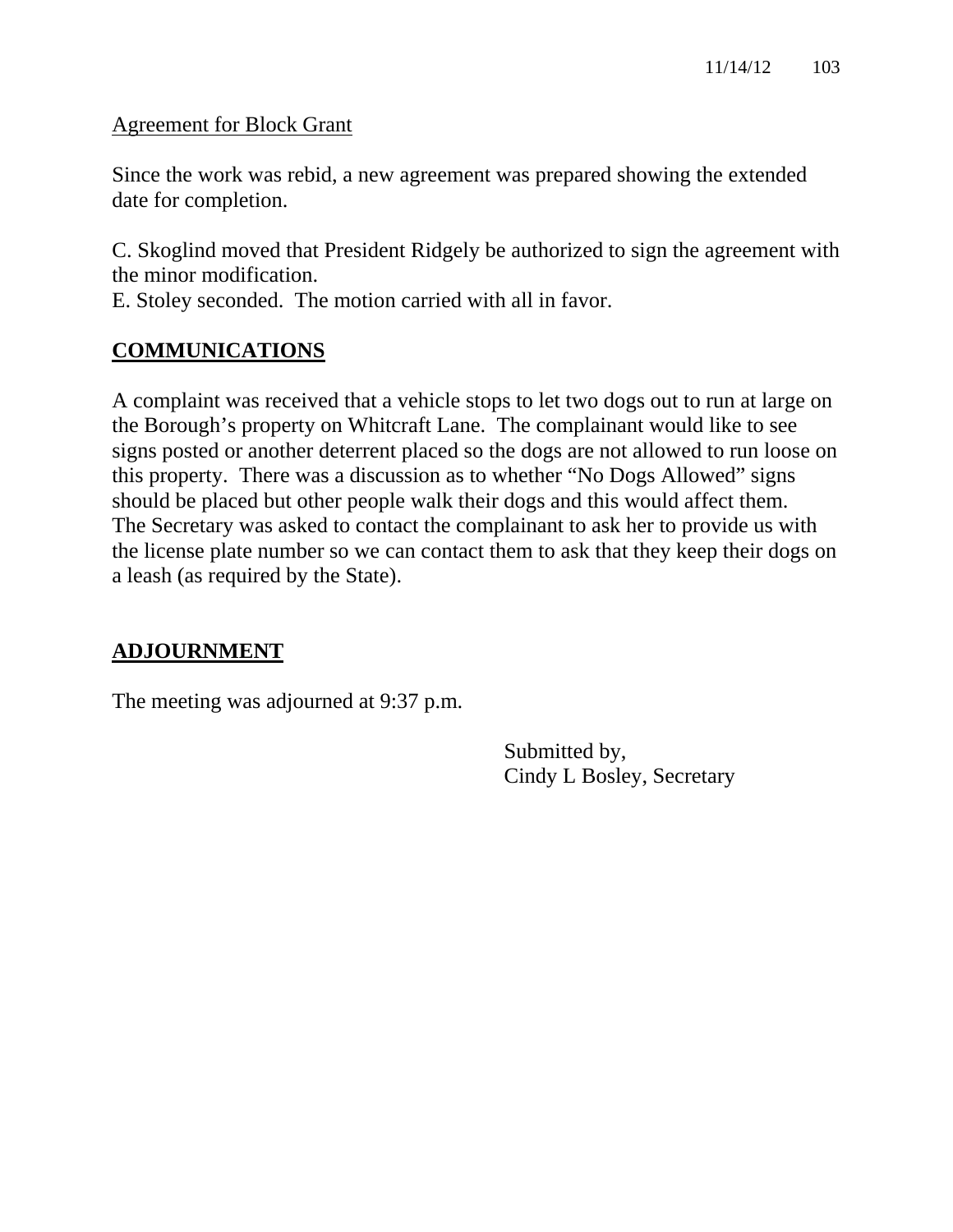Agreement for Block Grant

Since the work was rebid, a new agreement was prepared showing the extended date for completion.

C. Skoglind moved that President Ridgely be authorized to sign the agreement with the minor modification.
E. Stoley seconded. The motion carried with all in favor.

## COMMUNICATIONS

A complaint was received that a vehicle stops to let two dogs out to run at large on the Borough's property on Whitcraft Lane. The complainant would like to see signs posted or another deterrent placed so the dogs are not allowed to run loose on this property. There was a discussion as to whether "No Dogs Allowed" signs should be placed but other people walk their dogs and this would affect them. The Secretary was asked to contact the complainant to ask her to provide us with the license plate number so we can contact them to ask that they keep their dogs on a leash (as required by the State).

## ADJOURNMENT

The meeting was adjourned at 9:37 p.m.

Submitted by,
Cindy L Bosley, Secretary